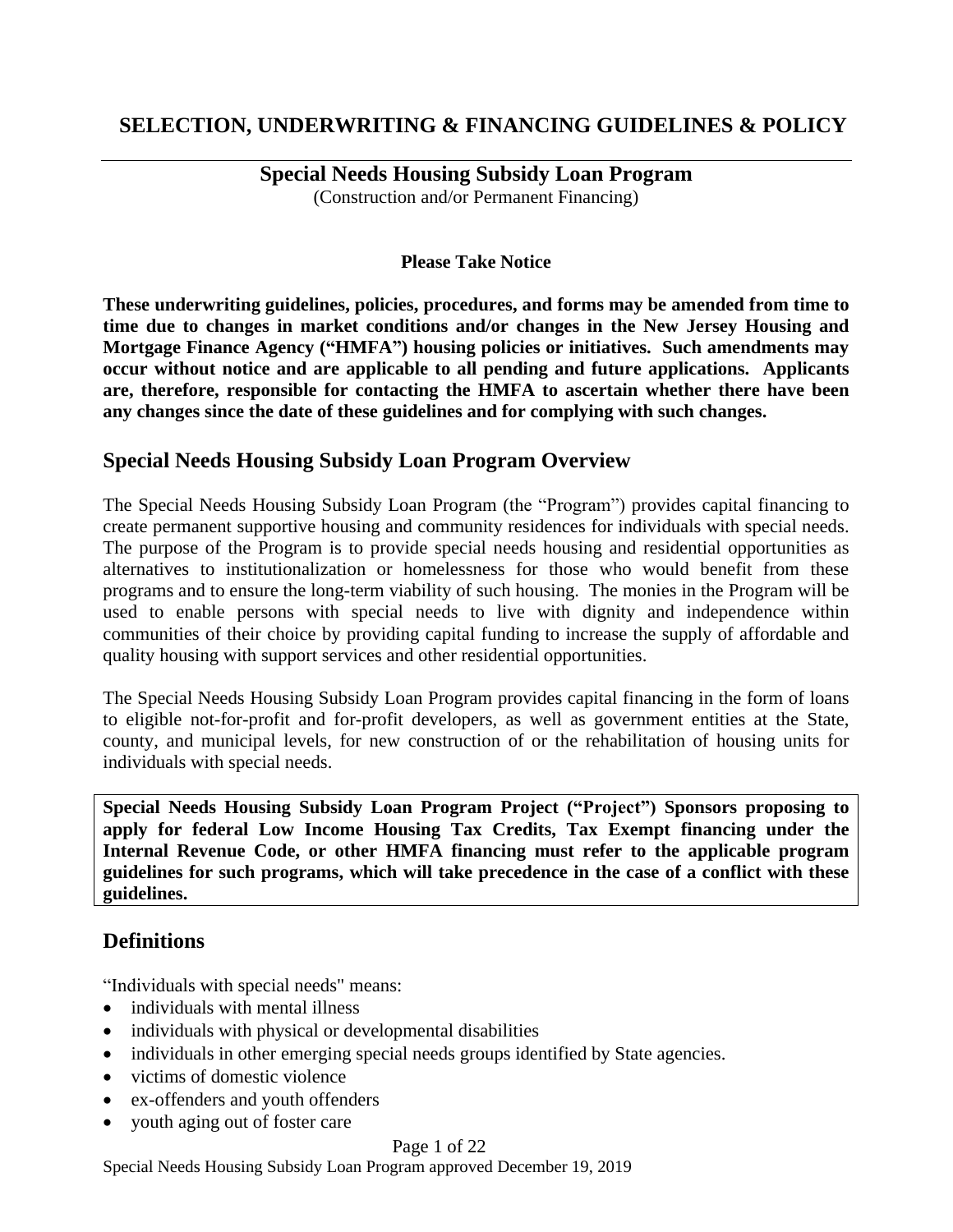# SELECTION, UNDERWRITING & FINANCING GUIDELINES & POLICY

## Special Needs Housing Subsidy Loan Program

(Construction and/or Permanent Financing)

**Please Take Notice**

**These underwriting guidelines, policies, procedures, and forms may be amended from time to time due to changes in market conditions and/or changes in the New Jersey Housing and Mortgage Finance Agency ("HMFA") housing policies or initiatives. Such amendments may occur without notice and are applicable to all pending and future applications. Applicants are, therefore, responsible for contacting the HMFA to ascertain whether there have been any changes since the date of these guidelines and for complying with such changes.**

## Special Needs Housing Subsidy Loan Program Overview

The Special Needs Housing Subsidy Loan Program (the "Program") provides capital financing to create permanent supportive housing and community residences for individuals with special needs. The purpose of the Program is to provide special needs housing and residential opportunities as alternatives to institutionalization or homelessness for those who would benefit from these programs and to ensure the long-term viability of such housing. The monies in the Program will be used to enable persons with special needs to live with dignity and independence within communities of their choice by providing capital funding to increase the supply of affordable and quality housing with support services and other residential opportunities.

The Special Needs Housing Subsidy Loan Program provides capital financing in the form of loans to eligible not-for-profit and for-profit developers, as well as government entities at the State, county, and municipal levels, for new construction of or the rehabilitation of housing units for individuals with special needs.

**Special Needs Housing Subsidy Loan Program Project ("Project") Sponsors proposing to apply for federal Low Income Housing Tax Credits, Tax Exempt financing under the Internal Revenue Code, or other HMFA financing must refer to the applicable program guidelines for such programs, which will take precedence in the case of a conflict with these guidelines.**

## Definitions

"Individuals with special needs" means:

- individuals with mental illness
- individuals with physical or developmental disabilities
- individuals in other emerging special needs groups identified by State agencies.
- victims of domestic violence
- ex-offenders and youth offenders
- youth aging out of foster care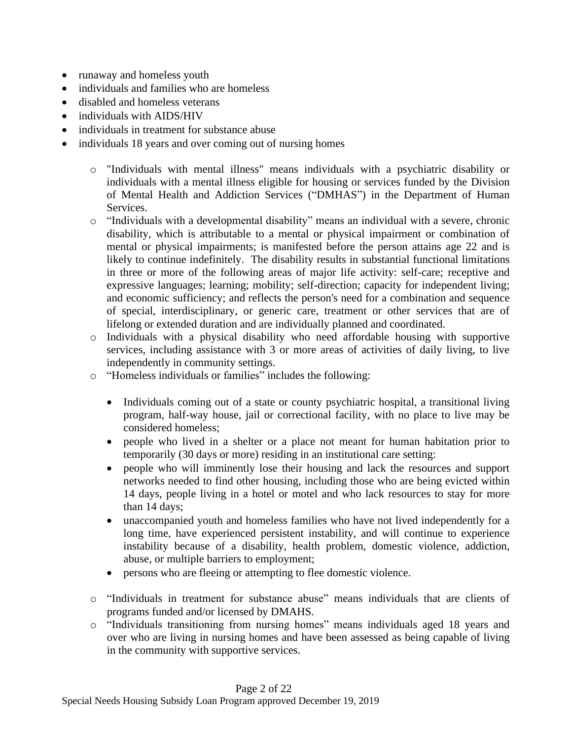- runaway and homeless youth
- individuals and families who are homeless
- disabled and homeless veterans
- individuals with AIDS/HIV
- individuals in treatment for substance abuse
- individuals 18 years and over coming out of nursing homes

  - "Individuals with mental illness" means individuals with a psychiatric disability or individuals with a mental illness eligible for housing or services funded by the Division of Mental Health and Addiction Services ("DMHAS") in the Department of Human Services.
  - "Individuals with a developmental disability" means an individual with a severe, chronic disability, which is attributable to a mental or physical impairment or combination of mental or physical impairments; is manifested before the person attains age 22 and is likely to continue indefinitely. The disability results in substantial functional limitations in three or more of the following areas of major life activity: self-care; receptive and expressive languages; learning; mobility; self-direction; capacity for independent living; and economic sufficiency; and reflects the person's need for a combination and sequence of special, interdisciplinary, or generic care, treatment or other services that are of lifelong or extended duration and are individually planned and coordinated.
  - Individuals with a physical disability who need affordable housing with supportive services, including assistance with 3 or more areas of activities of daily living, to live independently in community settings.
  - "Homeless individuals or families" includes the following:

    - Individuals coming out of a state or county psychiatric hospital, a transitional living program, half-way house, jail or correctional facility, with no place to live may be considered homeless;
    - people who lived in a shelter or a place not meant for human habitation prior to temporarily (30 days or more) residing in an institutional care setting:
    - people who will imminently lose their housing and lack the resources and support networks needed to find other housing, including those who are being evicted within 14 days, people living in a hotel or motel and who lack resources to stay for more than 14 days;
    - unaccompanied youth and homeless families who have not lived independently for a long time, have experienced persistent instability, and will continue to experience instability because of a disability, health problem, domestic violence, addiction, abuse, or multiple barriers to employment;
    - persons who are fleeing or attempting to flee domestic violence.

  - "Individuals in treatment for substance abuse" means individuals that are clients of programs funded and/or licensed by DMAHS.
  - "Individuals transitioning from nursing homes" means individuals aged 18 years and over who are living in nursing homes and have been assessed as being capable of living in the community with supportive services.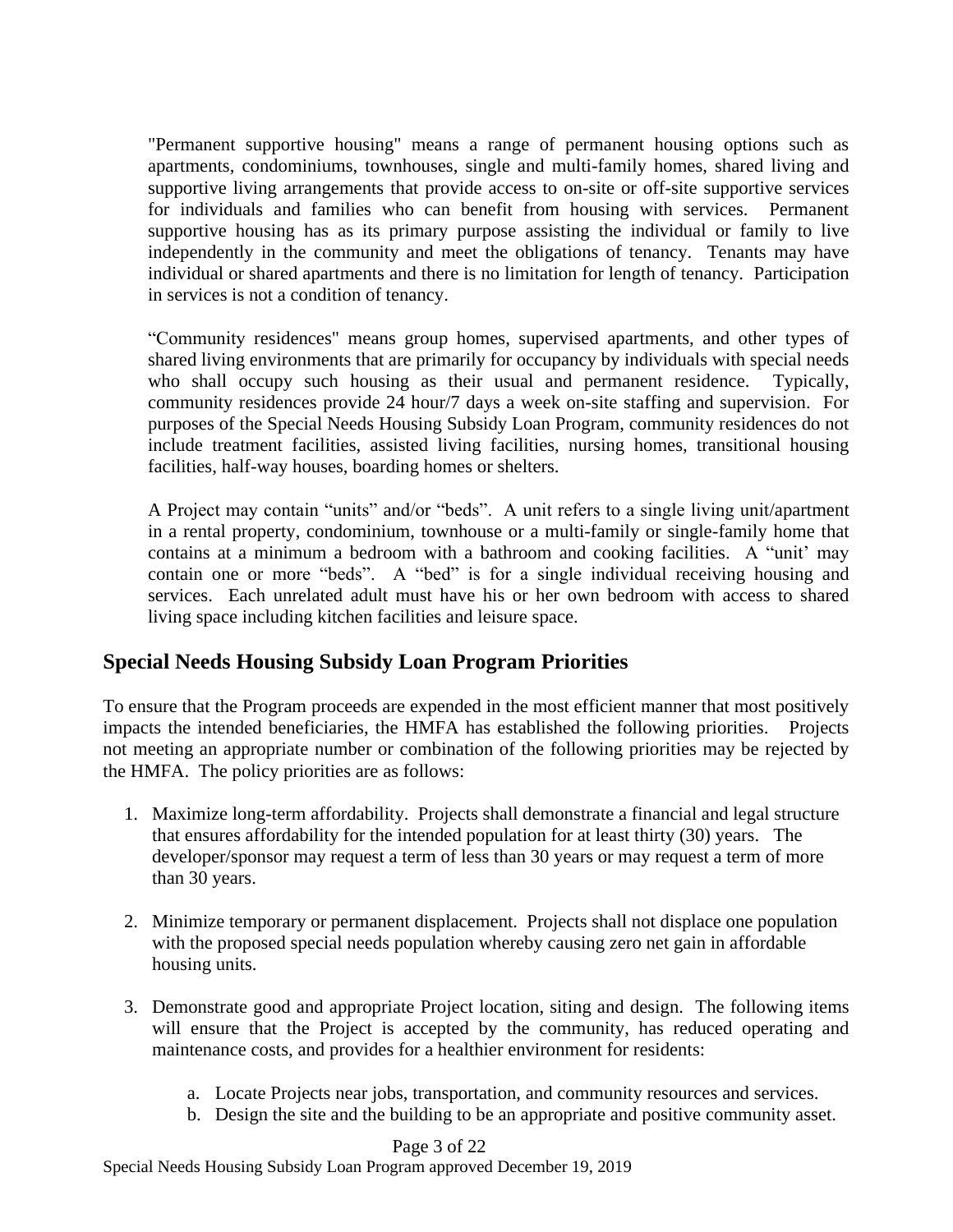"Permanent supportive housing" means a range of permanent housing options such as apartments, condominiums, townhouses, single and multi-family homes, shared living and supportive living arrangements that provide access to on-site or off-site supportive services for individuals and families who can benefit from housing with services. Permanent supportive housing has as its primary purpose assisting the individual or family to live independently in the community and meet the obligations of tenancy. Tenants may have individual or shared apartments and there is no limitation for length of tenancy. Participation in services is not a condition of tenancy.

"Community residences" means group homes, supervised apartments, and other types of shared living environments that are primarily for occupancy by individuals with special needs who shall occupy such housing as their usual and permanent residence. Typically, community residences provide 24 hour/7 days a week on-site staffing and supervision. For purposes of the Special Needs Housing Subsidy Loan Program, community residences do not include treatment facilities, assisted living facilities, nursing homes, transitional housing facilities, half-way houses, boarding homes or shelters.

A Project may contain "units" and/or "beds". A unit refers to a single living unit/apartment in a rental property, condominium, townhouse or a multi-family or single-family home that contains at a minimum a bedroom with a bathroom and cooking facilities. A "unit' may contain one or more "beds". A "bed" is for a single individual receiving housing and services. Each unrelated adult must have his or her own bedroom with access to shared living space including kitchen facilities and leisure space.

## Special Needs Housing Subsidy Loan Program Priorities

To ensure that the Program proceeds are expended in the most efficient manner that most positively impacts the intended beneficiaries, the HMFA has established the following priorities. Projects not meeting an appropriate number or combination of the following priorities may be rejected by the HMFA. The policy priorities are as follows:

1. Maximize long-term affordability. Projects shall demonstrate a financial and legal structure that ensures affordability for the intended population for at least thirty (30) years. The developer/sponsor may request a term of less than 30 years or may request a term of more than 30 years.

2. Minimize temporary or permanent displacement. Projects shall not displace one population with the proposed special needs population whereby causing zero net gain in affordable housing units.

3. Demonstrate good and appropriate Project location, siting and design. The following items will ensure that the Project is accepted by the community, has reduced operating and maintenance costs, and provides for a healthier environment for residents:

    a. Locate Projects near jobs, transportation, and community resources and services.
    b. Design the site and the building to be an appropriate and positive community asset.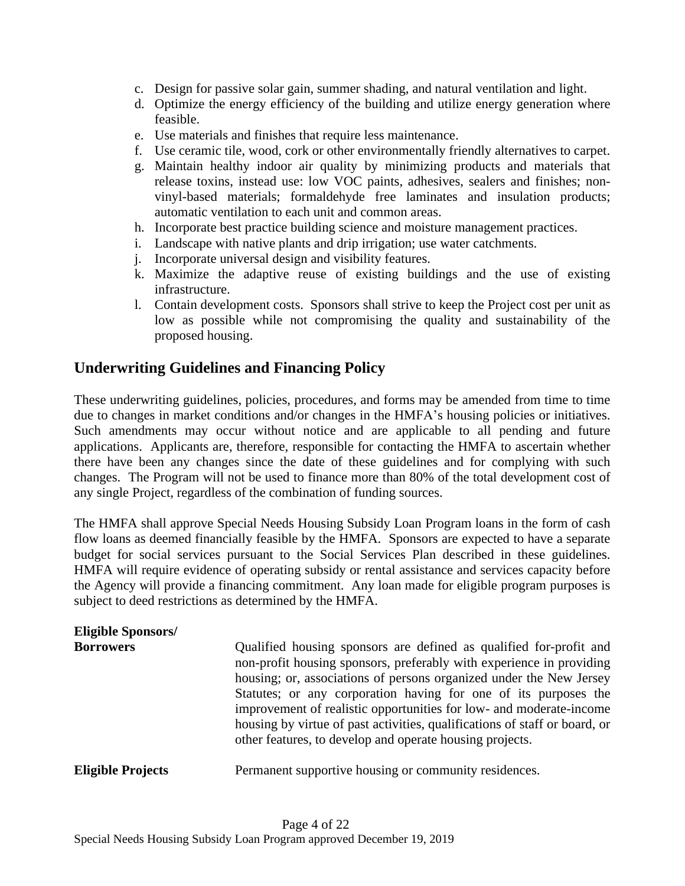c. Design for passive solar gain, summer shading, and natural ventilation and light.
d. Optimize the energy efficiency of the building and utilize energy generation where feasible.
e. Use materials and finishes that require less maintenance.
f. Use ceramic tile, wood, cork or other environmentally friendly alternatives to carpet.
g. Maintain healthy indoor air quality by minimizing products and materials that release toxins, instead use: low VOC paints, adhesives, sealers and finishes; non-vinyl-based materials; formaldehyde free laminates and insulation products; automatic ventilation to each unit and common areas.
h. Incorporate best practice building science and moisture management practices.
i. Landscape with native plants and drip irrigation; use water catchments.
j. Incorporate universal design and visibility features.
k. Maximize the adaptive reuse of existing buildings and the use of existing infrastructure.
l. Contain development costs. Sponsors shall strive to keep the Project cost per unit as low as possible while not compromising the quality and sustainability of the proposed housing.

## Underwriting Guidelines and Financing Policy

These underwriting guidelines, policies, procedures, and forms may be amended from time to time due to changes in market conditions and/or changes in the HMFA's housing policies or initiatives. Such amendments may occur without notice and are applicable to all pending and future applications. Applicants are, therefore, responsible for contacting the HMFA to ascertain whether there have been any changes since the date of these guidelines and for complying with such changes. The Program will not be used to finance more than 80% of the total development cost of any single Project, regardless of the combination of funding sources.

The HMFA shall approve Special Needs Housing Subsidy Loan Program loans in the form of cash flow loans as deemed financially feasible by the HMFA. Sponsors are expected to have a separate budget for social services pursuant to the Social Services Plan described in these guidelines. HMFA will require evidence of operating subsidy or rental assistance and services capacity before the Agency will provide a financing commitment. Any loan made for eligible program purposes is subject to deed restrictions as determined by the HMFA.

**Eligible Sponsors/ Borrowers**

Qualified housing sponsors are defined as qualified for-profit and non-profit housing sponsors, preferably with experience in providing housing; or, associations of persons organized under the New Jersey Statutes; or any corporation having for one of its purposes the improvement of realistic opportunities for low- and moderate-income housing by virtue of past activities, qualifications of staff or board, or other features, to develop and operate housing projects.

**Eligible Projects**

Permanent supportive housing or community residences.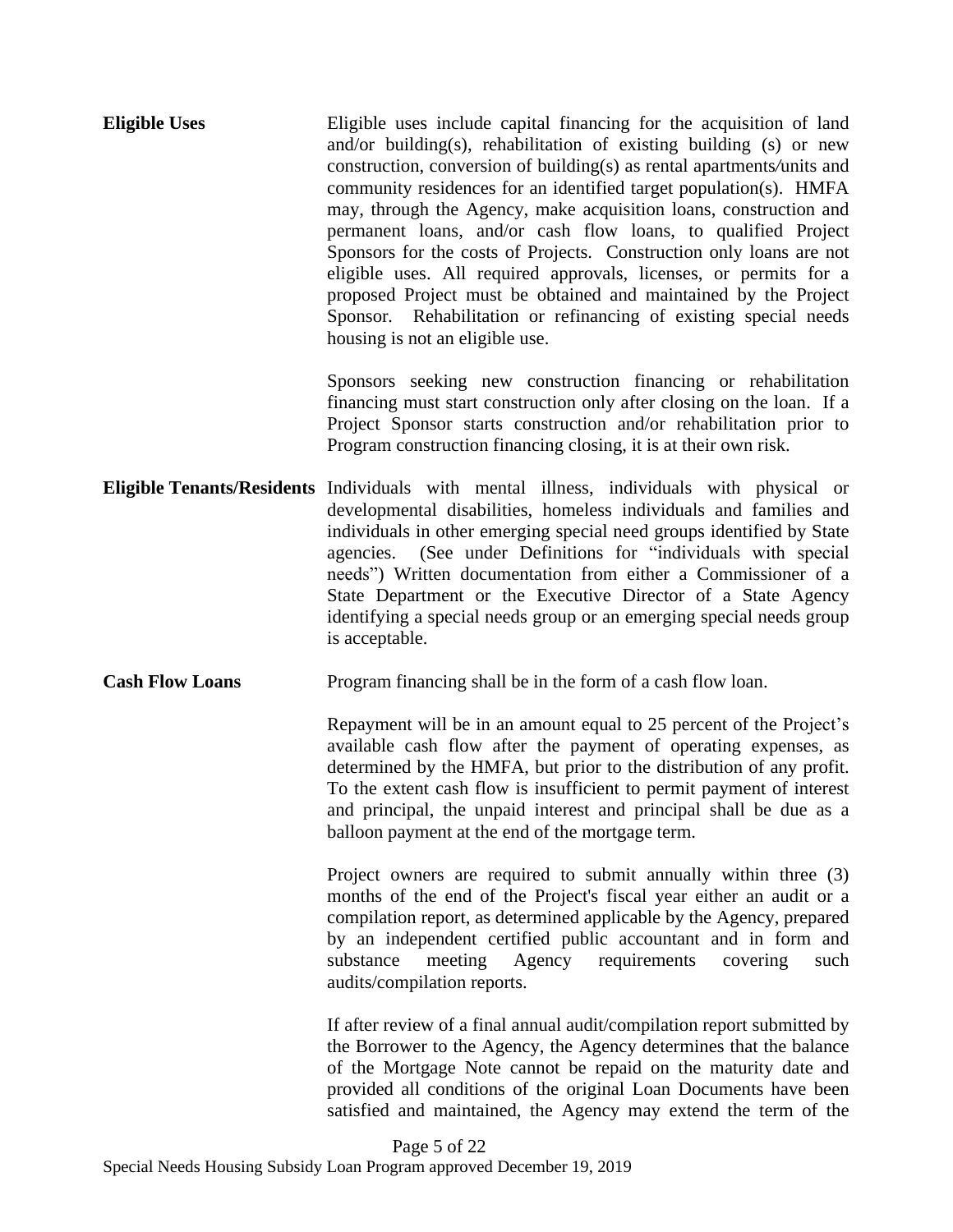**Eligible Uses**

Eligible uses include capital financing for the acquisition of land and/or building(s), rehabilitation of existing building (s) or new construction, conversion of building(s) as rental apartments/units and community residences for an identified target population(s). HMFA may, through the Agency, make acquisition loans, construction and permanent loans, and/or cash flow loans, to qualified Project Sponsors for the costs of Projects. Construction only loans are not eligible uses. All required approvals, licenses, or permits for a proposed Project must be obtained and maintained by the Project Sponsor. Rehabilitation or refinancing of existing special needs housing is not an eligible use.

Sponsors seeking new construction financing or rehabilitation financing must start construction only after closing on the loan. If a Project Sponsor starts construction and/or rehabilitation prior to Program construction financing closing, it is at their own risk.

**Eligible Tenants/Residents**

Individuals with mental illness, individuals with physical or developmental disabilities, homeless individuals and families and individuals in other emerging special need groups identified by State agencies. (See under Definitions for "individuals with special needs") Written documentation from either a Commissioner of a State Department or the Executive Director of a State Agency identifying a special needs group or an emerging special needs group is acceptable.

**Cash Flow Loans**

Program financing shall be in the form of a cash flow loan.

Repayment will be in an amount equal to 25 percent of the Project's available cash flow after the payment of operating expenses, as determined by the HMFA, but prior to the distribution of any profit. To the extent cash flow is insufficient to permit payment of interest and principal, the unpaid interest and principal shall be due as a balloon payment at the end of the mortgage term.

Project owners are required to submit annually within three (3) months of the end of the Project's fiscal year either an audit or a compilation report, as determined applicable by the Agency, prepared by an independent certified public accountant and in form and substance meeting Agency requirements covering such audits/compilation reports.

If after review of a final annual audit/compilation report submitted by the Borrower to the Agency, the Agency determines that the balance of the Mortgage Note cannot be repaid on the maturity date and provided all conditions of the original Loan Documents have been satisfied and maintained, the Agency may extend the term of the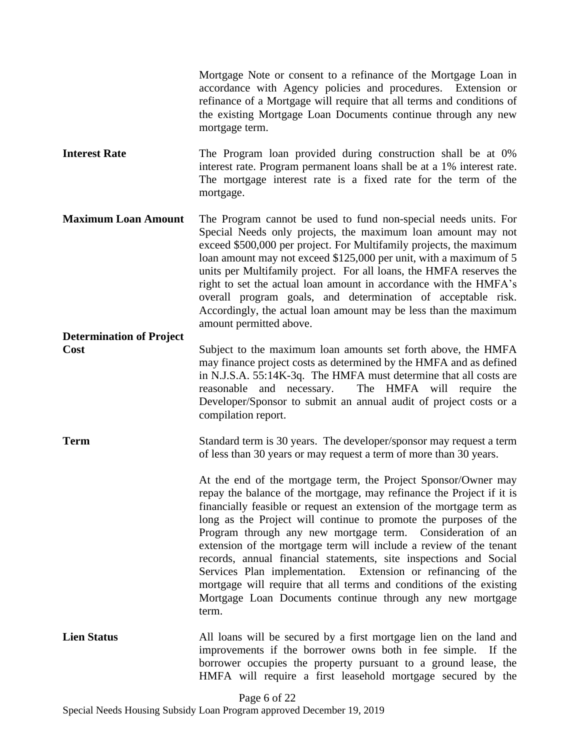Mortgage Note or consent to a refinance of the Mortgage Loan in accordance with Agency policies and procedures. Extension or refinance of a Mortgage will require that all terms and conditions of the existing Mortgage Loan Documents continue through any new mortgage term.

**Interest Rate**

The Program loan provided during construction shall be at 0% interest rate. Program permanent loans shall be at a 1% interest rate. The mortgage interest rate is a fixed rate for the term of the mortgage.

**Maximum Loan Amount**

The Program cannot be used to fund non-special needs units. For Special Needs only projects, the maximum loan amount may not exceed $500,000 per project. For Multifamily projects, the maximum loan amount may not exceed $125,000 per unit, with a maximum of 5 units per Multifamily project. For all loans, the HMFA reserves the right to set the actual loan amount in accordance with the HMFA's overall program goals, and determination of acceptable risk. Accordingly, the actual loan amount may be less than the maximum amount permitted above.

**Determination of Project Cost**

Subject to the maximum loan amounts set forth above, the HMFA may finance project costs as determined by the HMFA and as defined in N.J.S.A. 55:14K-3q. The HMFA must determine that all costs are reasonable and necessary. The HMFA will require the Developer/Sponsor to submit an annual audit of project costs or a compilation report.

**Term**

Standard term is 30 years. The developer/sponsor may request a term of less than 30 years or may request a term of more than 30 years.

At the end of the mortgage term, the Project Sponsor/Owner may repay the balance of the mortgage, may refinance the Project if it is financially feasible or request an extension of the mortgage term as long as the Project will continue to promote the purposes of the Program through any new mortgage term. Consideration of an extension of the mortgage term will include a review of the tenant records, annual financial statements, site inspections and Social Services Plan implementation. Extension or refinancing of the mortgage will require that all terms and conditions of the existing Mortgage Loan Documents continue through any new mortgage term.

**Lien Status**

All loans will be secured by a first mortgage lien on the land and improvements if the borrower owns both in fee simple. If the borrower occupies the property pursuant to a ground lease, the HMFA will require a first leasehold mortgage secured by the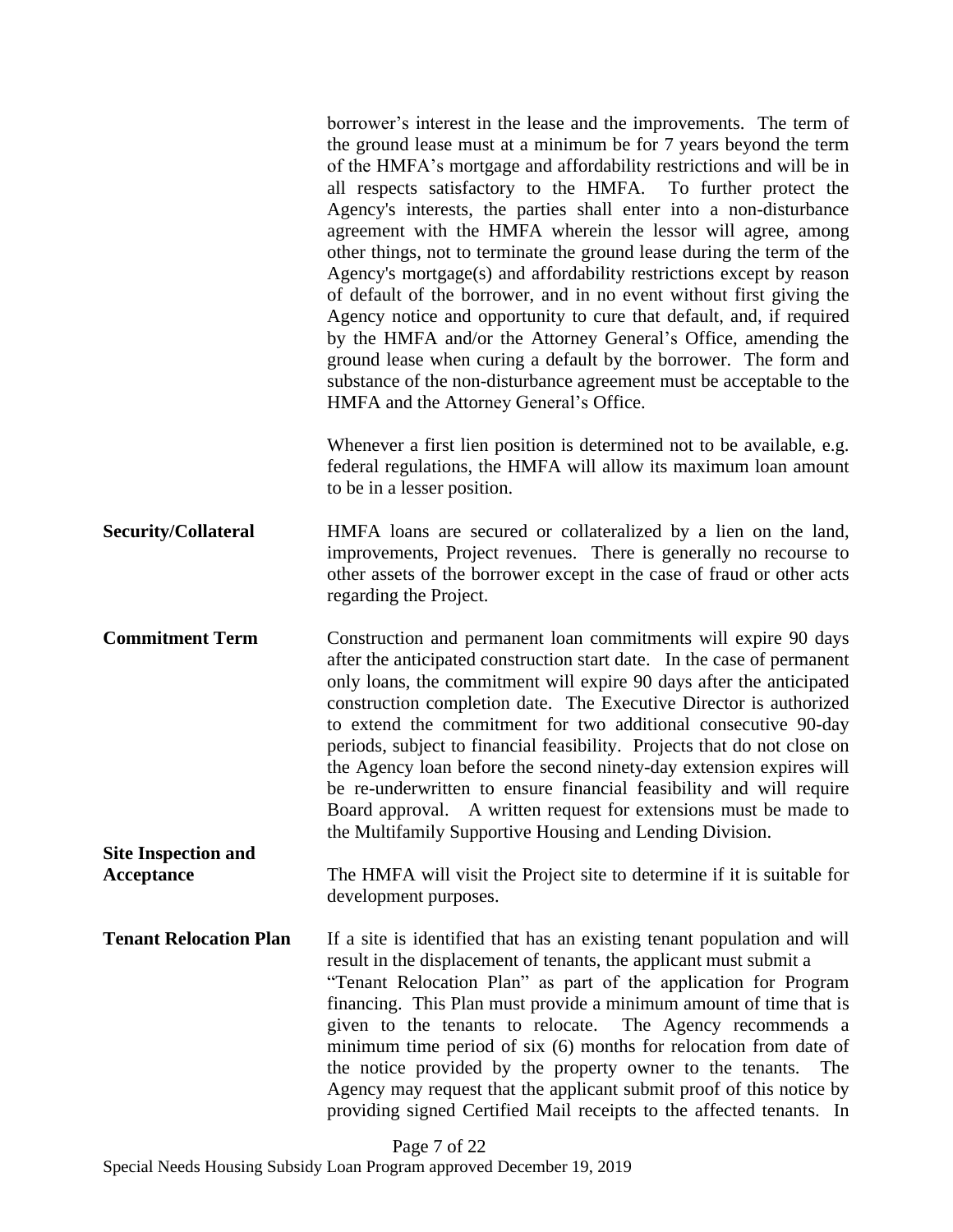borrower's interest in the lease and the improvements. The term of the ground lease must at a minimum be for 7 years beyond the term of the HMFA's mortgage and affordability restrictions and will be in all respects satisfactory to the HMFA. To further protect the Agency's interests, the parties shall enter into a non-disturbance agreement with the HMFA wherein the lessor will agree, among other things, not to terminate the ground lease during the term of the Agency's mortgage(s) and affordability restrictions except by reason of default of the borrower, and in no event without first giving the Agency notice and opportunity to cure that default, and, if required by the HMFA and/or the Attorney General's Office, amending the ground lease when curing a default by the borrower. The form and substance of the non-disturbance agreement must be acceptable to the HMFA and the Attorney General's Office.

Whenever a first lien position is determined not to be available, e.g. federal regulations, the HMFA will allow its maximum loan amount to be in a lesser position.

**Security/Collateral**

HMFA loans are secured or collateralized by a lien on the land, improvements, Project revenues. There is generally no recourse to other assets of the borrower except in the case of fraud or other acts regarding the Project.

**Commitment Term**

Construction and permanent loan commitments will expire 90 days after the anticipated construction start date. In the case of permanent only loans, the commitment will expire 90 days after the anticipated construction completion date. The Executive Director is authorized to extend the commitment for two additional consecutive 90-day periods, subject to financial feasibility. Projects that do not close on the Agency loan before the second ninety-day extension expires will be re-underwritten to ensure financial feasibility and will require Board approval. A written request for extensions must be made to the Multifamily Supportive Housing and Lending Division.

**Site Inspection and Acceptance**

The HMFA will visit the Project site to determine if it is suitable for development purposes.

**Tenant Relocation Plan**

If a site is identified that has an existing tenant population and will result in the displacement of tenants, the applicant must submit a "Tenant Relocation Plan" as part of the application for Program financing. This Plan must provide a minimum amount of time that is given to the tenants to relocate. The Agency recommends a minimum time period of six (6) months for relocation from date of the notice provided by the property owner to the tenants. The Agency may request that the applicant submit proof of this notice by providing signed Certified Mail receipts to the affected tenants. In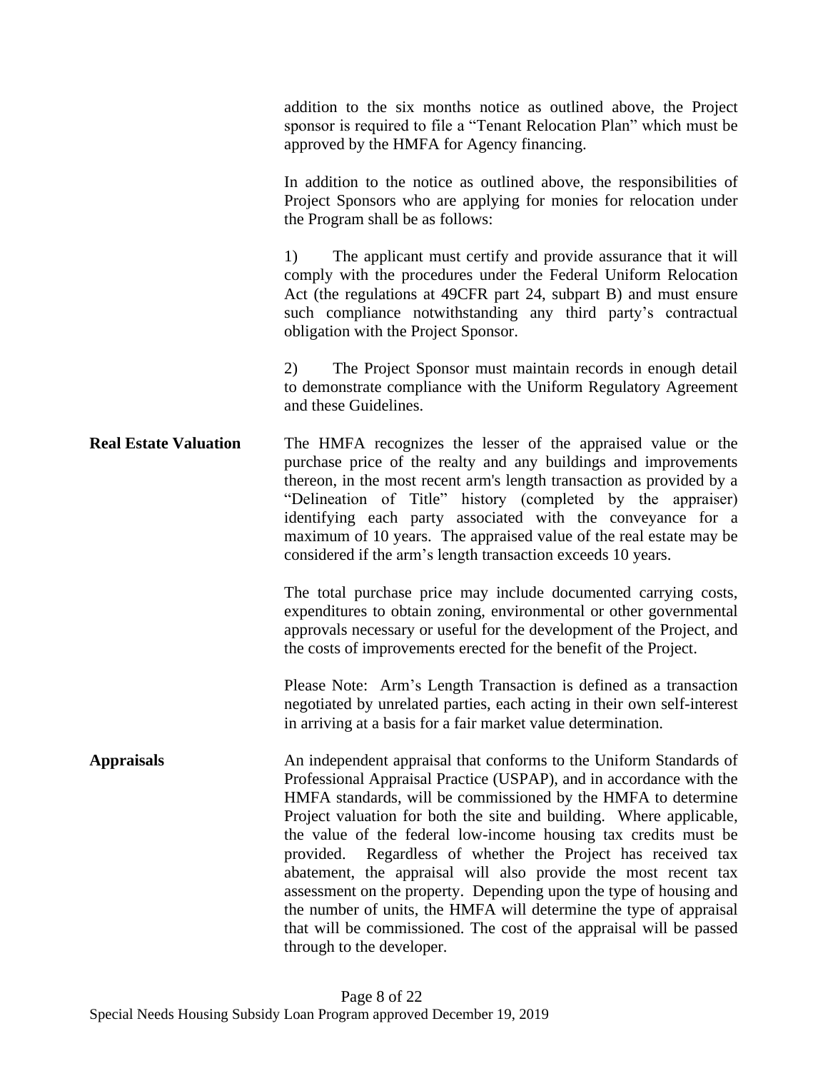addition to the six months notice as outlined above, the Project sponsor is required to file a "Tenant Relocation Plan" which must be approved by the HMFA for Agency financing.

In addition to the notice as outlined above, the responsibilities of Project Sponsors who are applying for monies for relocation under the Program shall be as follows:

1) The applicant must certify and provide assurance that it will comply with the procedures under the Federal Uniform Relocation Act (the regulations at 49CFR part 24, subpart B) and must ensure such compliance notwithstanding any third party's contractual obligation with the Project Sponsor.

2) The Project Sponsor must maintain records in enough detail to demonstrate compliance with the Uniform Regulatory Agreement and these Guidelines.

**Real Estate Valuation**

The HMFA recognizes the lesser of the appraised value or the purchase price of the realty and any buildings and improvements thereon, in the most recent arm's length transaction as provided by a "Delineation of Title" history (completed by the appraiser) identifying each party associated with the conveyance for a maximum of 10 years. The appraised value of the real estate may be considered if the arm's length transaction exceeds 10 years.

The total purchase price may include documented carrying costs, expenditures to obtain zoning, environmental or other governmental approvals necessary or useful for the development of the Project, and the costs of improvements erected for the benefit of the Project.

Please Note: Arm's Length Transaction is defined as a transaction negotiated by unrelated parties, each acting in their own self-interest in arriving at a basis for a fair market value determination.

**Appraisals**

An independent appraisal that conforms to the Uniform Standards of Professional Appraisal Practice (USPAP), and in accordance with the HMFA standards, will be commissioned by the HMFA to determine Project valuation for both the site and building. Where applicable, the value of the federal low-income housing tax credits must be provided. Regardless of whether the Project has received tax abatement, the appraisal will also provide the most recent tax assessment on the property. Depending upon the type of housing and the number of units, the HMFA will determine the type of appraisal that will be commissioned. The cost of the appraisal will be passed through to the developer.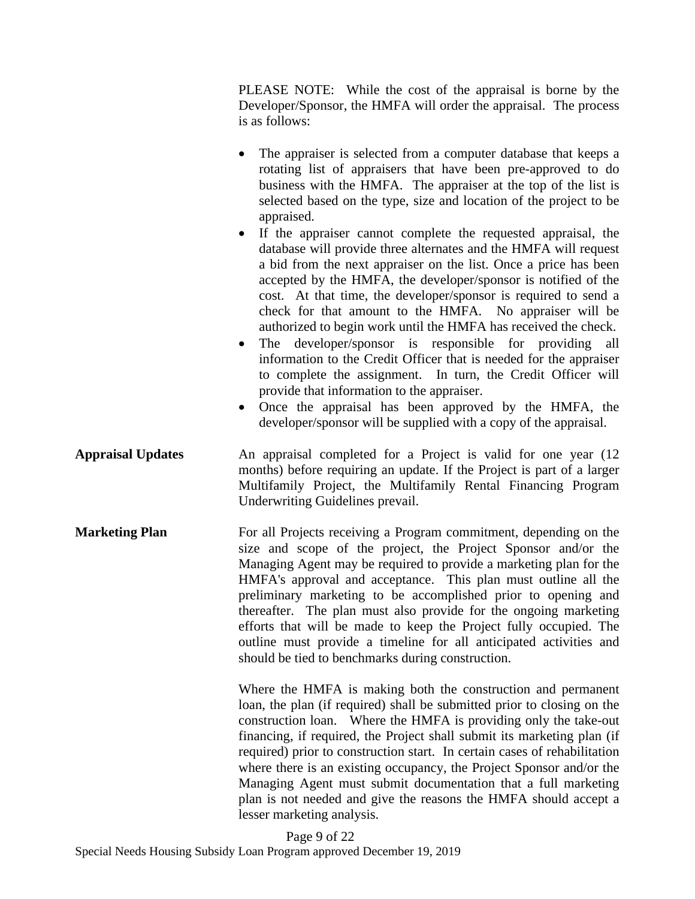PLEASE NOTE: While the cost of the appraisal is borne by the Developer/Sponsor, the HMFA will order the appraisal. The process is as follows:

- The appraiser is selected from a computer database that keeps a rotating list of appraisers that have been pre-approved to do business with the HMFA. The appraiser at the top of the list is selected based on the type, size and location of the project to be appraised.
- If the appraiser cannot complete the requested appraisal, the database will provide three alternates and the HMFA will request a bid from the next appraiser on the list. Once a price has been accepted by the HMFA, the developer/sponsor is notified of the cost. At that time, the developer/sponsor is required to send a check for that amount to the HMFA. No appraiser will be authorized to begin work until the HMFA has received the check.
- The developer/sponsor is responsible for providing all information to the Credit Officer that is needed for the appraiser to complete the assignment. In turn, the Credit Officer will provide that information to the appraiser.
- Once the appraisal has been approved by the HMFA, the developer/sponsor will be supplied with a copy of the appraisal.

**Appraisal Updates**

An appraisal completed for a Project is valid for one year (12 months) before requiring an update. If the Project is part of a larger Multifamily Project, the Multifamily Rental Financing Program Underwriting Guidelines prevail.

**Marketing Plan**

For all Projects receiving a Program commitment, depending on the size and scope of the project, the Project Sponsor and/or the Managing Agent may be required to provide a marketing plan for the HMFA's approval and acceptance. This plan must outline all the preliminary marketing to be accomplished prior to opening and thereafter. The plan must also provide for the ongoing marketing efforts that will be made to keep the Project fully occupied. The outline must provide a timeline for all anticipated activities and should be tied to benchmarks during construction.

Where the HMFA is making both the construction and permanent loan, the plan (if required) shall be submitted prior to closing on the construction loan. Where the HMFA is providing only the take-out financing, if required, the Project shall submit its marketing plan (if required) prior to construction start. In certain cases of rehabilitation where there is an existing occupancy, the Project Sponsor and/or the Managing Agent must submit documentation that a full marketing plan is not needed and give the reasons the HMFA should accept a lesser marketing analysis.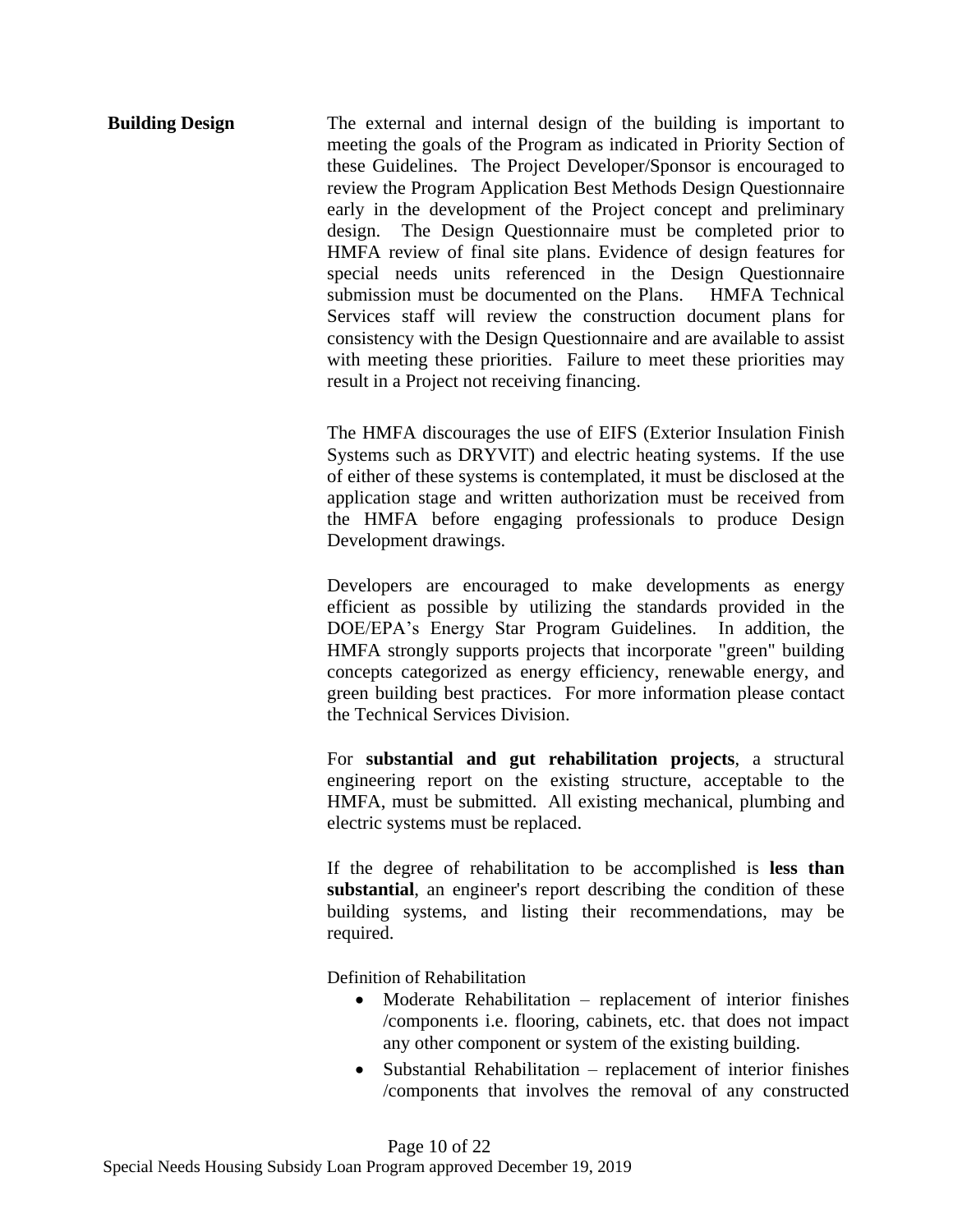**Building Design**

The external and internal design of the building is important to meeting the goals of the Program as indicated in Priority Section of these Guidelines. The Project Developer/Sponsor is encouraged to review the Program Application Best Methods Design Questionnaire early in the development of the Project concept and preliminary design. The Design Questionnaire must be completed prior to HMFA review of final site plans. Evidence of design features for special needs units referenced in the Design Questionnaire submission must be documented on the Plans. HMFA Technical Services staff will review the construction document plans for consistency with the Design Questionnaire and are available to assist with meeting these priorities. Failure to meet these priorities may result in a Project not receiving financing.

The HMFA discourages the use of EIFS (Exterior Insulation Finish Systems such as DRYVIT) and electric heating systems. If the use of either of these systems is contemplated, it must be disclosed at the application stage and written authorization must be received from the HMFA before engaging professionals to produce Design Development drawings.

Developers are encouraged to make developments as energy efficient as possible by utilizing the standards provided in the DOE/EPA's Energy Star Program Guidelines. In addition, the HMFA strongly supports projects that incorporate "green" building concepts categorized as energy efficiency, renewable energy, and green building best practices. For more information please contact the Technical Services Division.

For **substantial and gut rehabilitation projects**, a structural engineering report on the existing structure, acceptable to the HMFA, must be submitted. All existing mechanical, plumbing and electric systems must be replaced.

If the degree of rehabilitation to be accomplished is **less than substantial**, an engineer's report describing the condition of these building systems, and listing their recommendations, may be required.

Definition of Rehabilitation

- Moderate Rehabilitation – replacement of interior finishes /components i.e. flooring, cabinets, etc. that does not impact any other component or system of the existing building.
- Substantial Rehabilitation – replacement of interior finishes /components that involves the removal of any constructed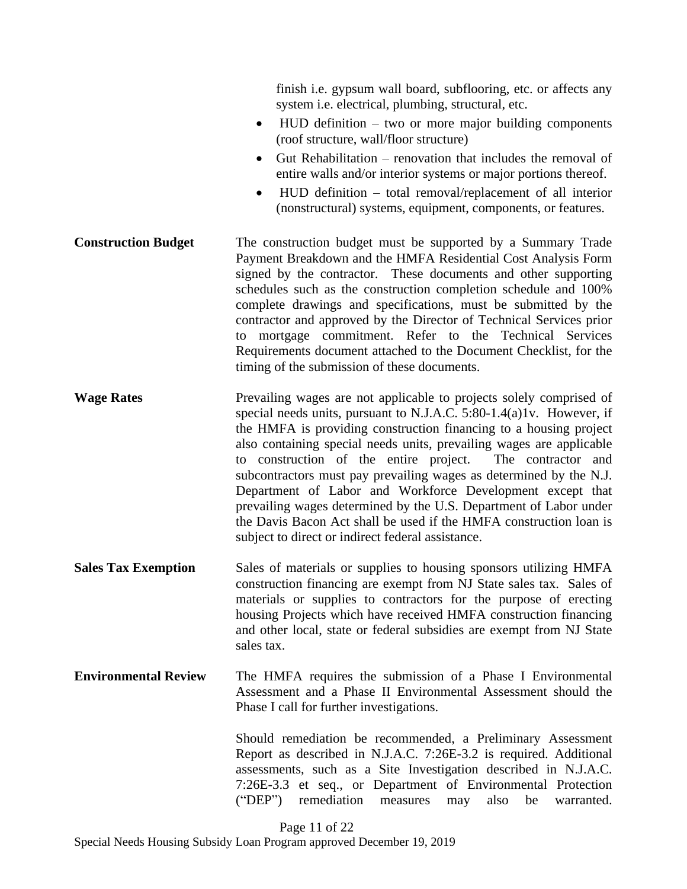finish i.e. gypsum wall board, subflooring, etc. or affects any system i.e. electrical, plumbing, structural, etc.

- HUD definition – two or more major building components (roof structure, wall/floor structure)
- Gut Rehabilitation – renovation that includes the removal of entire walls and/or interior systems or major portions thereof.
- HUD definition – total removal/replacement of all interior (nonstructural) systems, equipment, components, or features.

**Construction Budget**

The construction budget must be supported by a Summary Trade Payment Breakdown and the HMFA Residential Cost Analysis Form signed by the contractor. These documents and other supporting schedules such as the construction completion schedule and 100% complete drawings and specifications, must be submitted by the contractor and approved by the Director of Technical Services prior to mortgage commitment. Refer to the Technical Services Requirements document attached to the Document Checklist, for the timing of the submission of these documents.

**Wage Rates**

Prevailing wages are not applicable to projects solely comprised of special needs units, pursuant to N.J.A.C. 5:80-1.4(a)1v. However, if the HMFA is providing construction financing to a housing project also containing special needs units, prevailing wages are applicable to construction of the entire project. The contractor and subcontractors must pay prevailing wages as determined by the N.J. Department of Labor and Workforce Development except that prevailing wages determined by the U.S. Department of Labor under the Davis Bacon Act shall be used if the HMFA construction loan is subject to direct or indirect federal assistance.

**Sales Tax Exemption**

Sales of materials or supplies to housing sponsors utilizing HMFA construction financing are exempt from NJ State sales tax. Sales of materials or supplies to contractors for the purpose of erecting housing Projects which have received HMFA construction financing and other local, state or federal subsidies are exempt from NJ State sales tax.

**Environmental Review**

The HMFA requires the submission of a Phase I Environmental Assessment and a Phase II Environmental Assessment should the Phase I call for further investigations.

Should remediation be recommended, a Preliminary Assessment Report as described in N.J.A.C. 7:26E-3.2 is required. Additional assessments, such as a Site Investigation described in N.J.A.C. 7:26E-3.3 et seq., or Department of Environmental Protection ("DEP") remediation measures may also be warranted.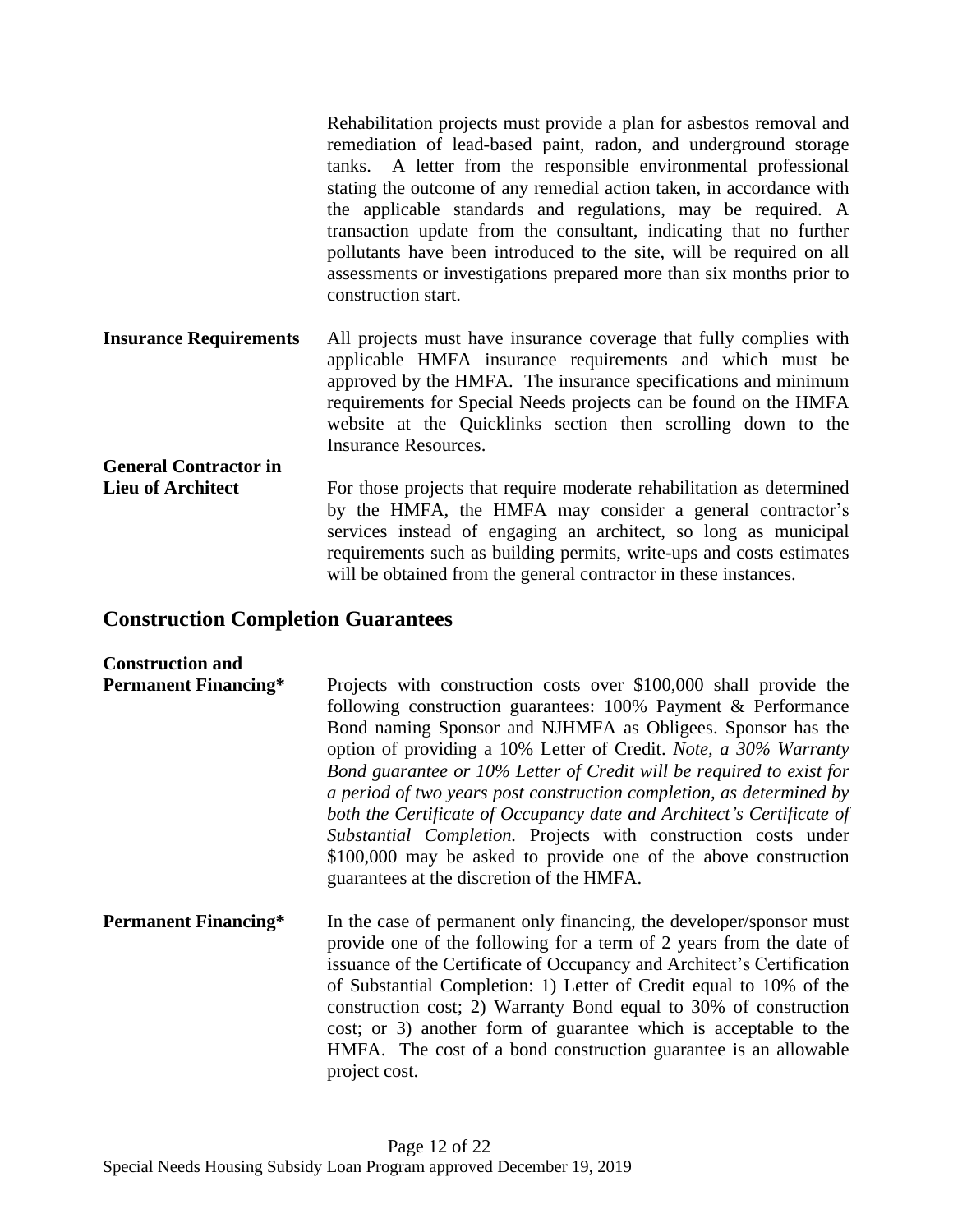Rehabilitation projects must provide a plan for asbestos removal and remediation of lead-based paint, radon, and underground storage tanks. A letter from the responsible environmental professional stating the outcome of any remedial action taken, in accordance with the applicable standards and regulations, may be required. A transaction update from the consultant, indicating that no further pollutants have been introduced to the site, will be required on all assessments or investigations prepared more than six months prior to construction start.

**Insurance Requirements**

All projects must have insurance coverage that fully complies with applicable HMFA insurance requirements and which must be approved by the HMFA. The insurance specifications and minimum requirements for Special Needs projects can be found on the HMFA website at the Quicklinks section then scrolling down to the Insurance Resources.

**General Contractor in Lieu of Architect**

For those projects that require moderate rehabilitation as determined by the HMFA, the HMFA may consider a general contractor's services instead of engaging an architect, so long as municipal requirements such as building permits, write-ups and costs estimates will be obtained from the general contractor in these instances.

## Construction Completion Guarantees

**Construction and Permanent Financing***

Projects with construction costs over $100,000 shall provide the following construction guarantees: 100% Payment & Performance Bond naming Sponsor and NJHMFA as Obligees. Sponsor has the option of providing a 10% Letter of Credit. *Note, a 30% Warranty Bond guarantee or 10% Letter of Credit will be required to exist for a period of two years post construction completion, as determined by both the Certificate of Occupancy date and Architect's Certificate of Substantial Completion.* Projects with construction costs under $100,000 may be asked to provide one of the above construction guarantees at the discretion of the HMFA.

**Permanent Financing***

In the case of permanent only financing, the developer/sponsor must provide one of the following for a term of 2 years from the date of issuance of the Certificate of Occupancy and Architect's Certification of Substantial Completion: 1) Letter of Credit equal to 10% of the construction cost; 2) Warranty Bond equal to 30% of construction cost; or 3) another form of guarantee which is acceptable to the HMFA. The cost of a bond construction guarantee is an allowable project cost.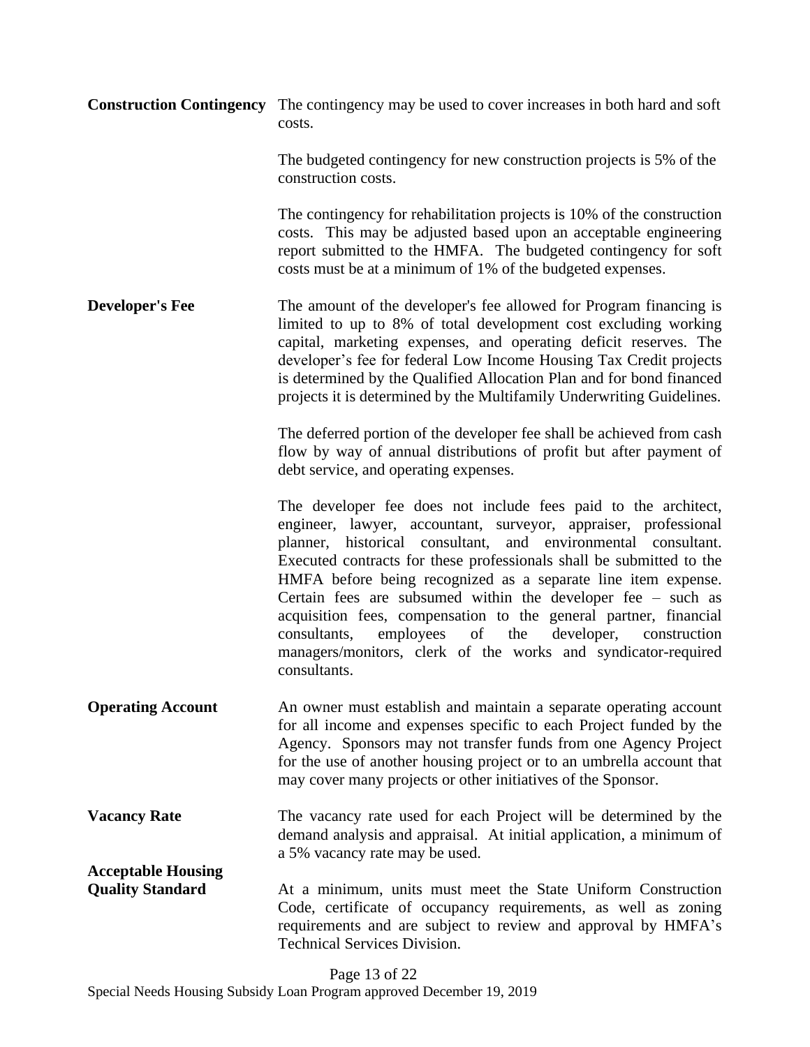**Construction Contingency** The contingency may be used to cover increases in both hard and soft costs.

The budgeted contingency for new construction projects is 5% of the construction costs.

The contingency for rehabilitation projects is 10% of the construction costs. This may be adjusted based upon an acceptable engineering report submitted to the HMFA. The budgeted contingency for soft costs must be at a minimum of 1% of the budgeted expenses.

**Developer's Fee** The amount of the developer's fee allowed for Program financing is limited to up to 8% of total development cost excluding working capital, marketing expenses, and operating deficit reserves. The developer's fee for federal Low Income Housing Tax Credit projects is determined by the Qualified Allocation Plan and for bond financed projects it is determined by the Multifamily Underwriting Guidelines.

The deferred portion of the developer fee shall be achieved from cash flow by way of annual distributions of profit but after payment of debt service, and operating expenses.

The developer fee does not include fees paid to the architect, engineer, lawyer, accountant, surveyor, appraiser, professional planner, historical consultant, and environmental consultant. Executed contracts for these professionals shall be submitted to the HMFA before being recognized as a separate line item expense. Certain fees are subsumed within the developer fee – such as acquisition fees, compensation to the general partner, financial consultants, employees of the developer, construction managers/monitors, clerk of the works and syndicator-required consultants.

**Operating Account** An owner must establish and maintain a separate operating account for all income and expenses specific to each Project funded by the Agency. Sponsors may not transfer funds from one Agency Project for the use of another housing project or to an umbrella account that may cover many projects or other initiatives of the Sponsor.

**Vacancy Rate** The vacancy rate used for each Project will be determined by the demand analysis and appraisal. At initial application, a minimum of a 5% vacancy rate may be used.

**Acceptable Housing Quality Standard** At a minimum, units must meet the State Uniform Construction Code, certificate of occupancy requirements, as well as zoning requirements and are subject to review and approval by HMFA's Technical Services Division.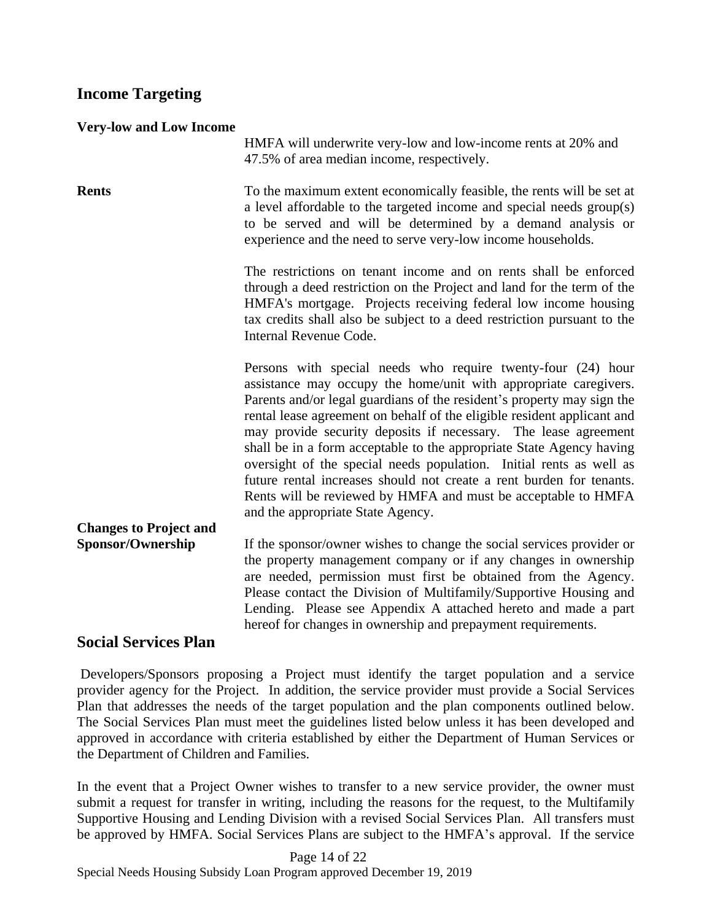## Income Targeting

**Very-low and Low Income**

HMFA will underwrite very-low and low-income rents at 20% and 47.5% of area median income, respectively.

**Rents**

To the maximum extent economically feasible, the rents will be set at a level affordable to the targeted income and special needs group(s) to be served and will be determined by a demand analysis or experience and the need to serve very-low income households.

The restrictions on tenant income and on rents shall be enforced through a deed restriction on the Project and land for the term of the HMFA's mortgage. Projects receiving federal low income housing tax credits shall also be subject to a deed restriction pursuant to the Internal Revenue Code.

Persons with special needs who require twenty-four (24) hour assistance may occupy the home/unit with appropriate caregivers. Parents and/or legal guardians of the resident's property may sign the rental lease agreement on behalf of the eligible resident applicant and may provide security deposits if necessary. The lease agreement shall be in a form acceptable to the appropriate State Agency having oversight of the special needs population. Initial rents as well as future rental increases should not create a rent burden for tenants. Rents will be reviewed by HMFA and must be acceptable to HMFA and the appropriate State Agency.

**Changes to Project and Sponsor/Ownership**

If the sponsor/owner wishes to change the social services provider or the property management company or if any changes in ownership are needed, permission must first be obtained from the Agency. Please contact the Division of Multifamily/Supportive Housing and Lending. Please see Appendix A attached hereto and made a part hereof for changes in ownership and prepayment requirements.

## Social Services Plan

Developers/Sponsors proposing a Project must identify the target population and a service provider agency for the Project. In addition, the service provider must provide a Social Services Plan that addresses the needs of the target population and the plan components outlined below. The Social Services Plan must meet the guidelines listed below unless it has been developed and approved in accordance with criteria established by either the Department of Human Services or the Department of Children and Families.

In the event that a Project Owner wishes to transfer to a new service provider, the owner must submit a request for transfer in writing, including the reasons for the request, to the Multifamily Supportive Housing and Lending Division with a revised Social Services Plan. All transfers must be approved by HMFA. Social Services Plans are subject to the HMFA's approval. If the service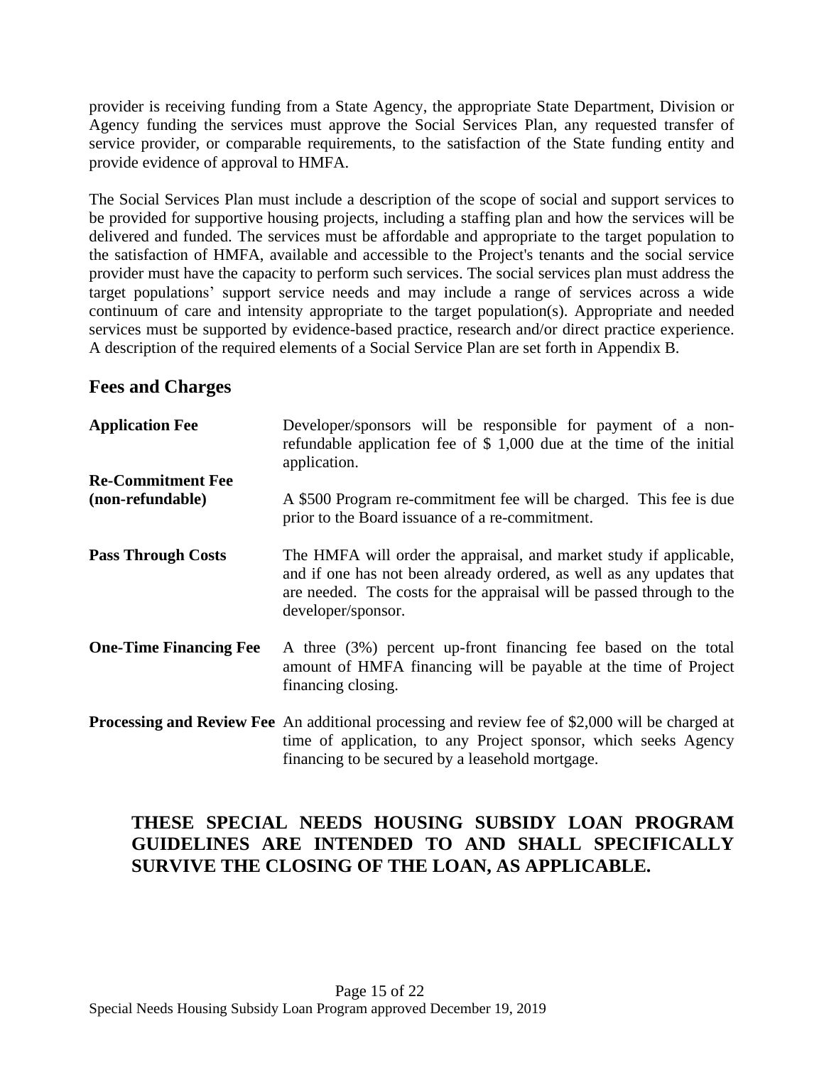provider is receiving funding from a State Agency, the appropriate State Department, Division or Agency funding the services must approve the Social Services Plan, any requested transfer of service provider, or comparable requirements, to the satisfaction of the State funding entity and provide evidence of approval to HMFA.

The Social Services Plan must include a description of the scope of social and support services to be provided for supportive housing projects, including a staffing plan and how the services will be delivered and funded. The services must be affordable and appropriate to the target population to the satisfaction of HMFA, available and accessible to the Project's tenants and the social service provider must have the capacity to perform such services. The social services plan must address the target populations' support service needs and may include a range of services across a wide continuum of care and intensity appropriate to the target population(s). Appropriate and needed services must be supported by evidence-based practice, research and/or direct practice experience. A description of the required elements of a Social Service Plan are set forth in Appendix B.

## Fees and Charges

**Application Fee**
Developer/sponsors will be responsible for payment of a non-refundable application fee of $ 1,000 due at the time of the initial application.

**Re-Commitment Fee (non-refundable)**
A $500 Program re-commitment fee will be charged. This fee is due prior to the Board issuance of a re-commitment.

**Pass Through Costs**
The HMFA will order the appraisal, and market study if applicable, and if one has not been already ordered, as well as any updates that are needed. The costs for the appraisal will be passed through to the developer/sponsor.

**One-Time Financing Fee**
A three (3%) percent up-front financing fee based on the total amount of HMFA financing will be payable at the time of Project financing closing.

**Processing and Review Fee**
An additional processing and review fee of $2,000 will be charged at time of application, to any Project sponsor, which seeks Agency financing to be secured by a leasehold mortgage.

**THESE SPECIAL NEEDS HOUSING SUBSIDY LOAN PROGRAM GUIDELINES ARE INTENDED TO AND SHALL SPECIFICALLY SURVIVE THE CLOSING OF THE LOAN, AS APPLICABLE.**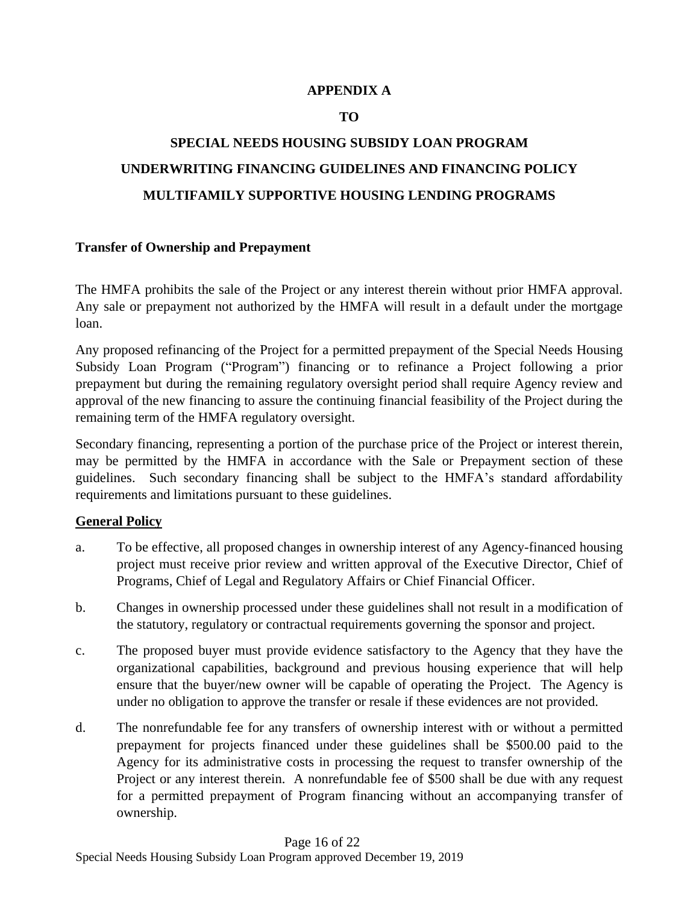**APPENDIX A**

**TO**

**SPECIAL NEEDS HOUSING SUBSIDY LOAN PROGRAM**

**UNDERWRITING FINANCING GUIDELINES AND FINANCING POLICY**

**MULTIFAMILY SUPPORTIVE HOUSING LENDING PROGRAMS**

**Transfer of Ownership and Prepayment**

The HMFA prohibits the sale of the Project or any interest therein without prior HMFA approval. Any sale or prepayment not authorized by the HMFA will result in a default under the mortgage loan.

Any proposed refinancing of the Project for a permitted prepayment of the Special Needs Housing Subsidy Loan Program ("Program") financing or to refinance a Project following a prior prepayment but during the remaining regulatory oversight period shall require Agency review and approval of the new financing to assure the continuing financial feasibility of the Project during the remaining term of the HMFA regulatory oversight.

Secondary financing, representing a portion of the purchase price of the Project or interest therein, may be permitted by the HMFA in accordance with the Sale or Prepayment section of these guidelines. Such secondary financing shall be subject to the HMFA's standard affordability requirements and limitations pursuant to these guidelines.

**General Policy**

a. To be effective, all proposed changes in ownership interest of any Agency-financed housing project must receive prior review and written approval of the Executive Director, Chief of Programs, Chief of Legal and Regulatory Affairs or Chief Financial Officer.

b. Changes in ownership processed under these guidelines shall not result in a modification of the statutory, regulatory or contractual requirements governing the sponsor and project.

c. The proposed buyer must provide evidence satisfactory to the Agency that they have the organizational capabilities, background and previous housing experience that will help ensure that the buyer/new owner will be capable of operating the Project. The Agency is under no obligation to approve the transfer or resale if these evidences are not provided.

d. The nonrefundable fee for any transfers of ownership interest with or without a permitted prepayment for projects financed under these guidelines shall be $500.00 paid to the Agency for its administrative costs in processing the request to transfer ownership of the Project or any interest therein. A nonrefundable fee of $500 shall be due with any request for a permitted prepayment of Program financing without an accompanying transfer of ownership.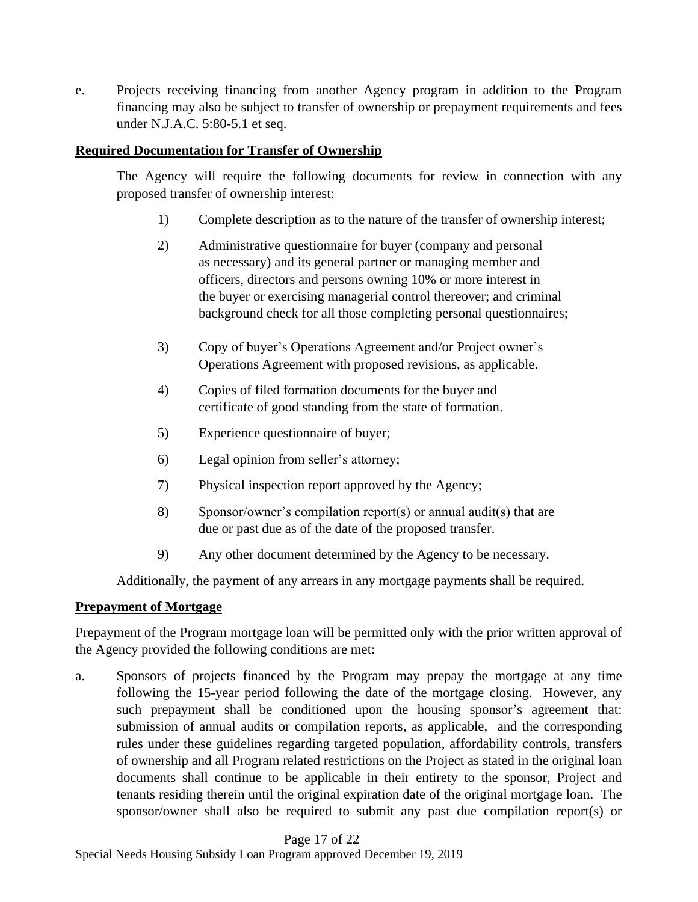e. Projects receiving financing from another Agency program in addition to the Program financing may also be subject to transfer of ownership or prepayment requirements and fees under N.J.A.C. 5:80-5.1 et seq.

**Required Documentation for Transfer of Ownership**

The Agency will require the following documents for review in connection with any proposed transfer of ownership interest:

1) Complete description as to the nature of the transfer of ownership interest;

2) Administrative questionnaire for buyer (company and personal as necessary) and its general partner or managing member and officers, directors and persons owning 10% or more interest in the buyer or exercising managerial control thereover; and criminal background check for all those completing personal questionnaires;

3) Copy of buyer's Operations Agreement and/or Project owner's Operations Agreement with proposed revisions, as applicable.

4) Copies of filed formation documents for the buyer and certificate of good standing from the state of formation.

5) Experience questionnaire of buyer;

6) Legal opinion from seller's attorney;

7) Physical inspection report approved by the Agency;

8) Sponsor/owner's compilation report(s) or annual audit(s) that are due or past due as of the date of the proposed transfer.

9) Any other document determined by the Agency to be necessary.

Additionally, the payment of any arrears in any mortgage payments shall be required.

**Prepayment of Mortgage**

Prepayment of the Program mortgage loan will be permitted only with the prior written approval of the Agency provided the following conditions are met:

a. Sponsors of projects financed by the Program may prepay the mortgage at any time following the 15-year period following the date of the mortgage closing. However, any such prepayment shall be conditioned upon the housing sponsor's agreement that: submission of annual audits or compilation reports, as applicable, and the corresponding rules under these guidelines regarding targeted population, affordability controls, transfers of ownership and all Program related restrictions on the Project as stated in the original loan documents shall continue to be applicable in their entirety to the sponsor, Project and tenants residing therein until the original expiration date of the original mortgage loan. The sponsor/owner shall also be required to submit any past due compilation report(s) or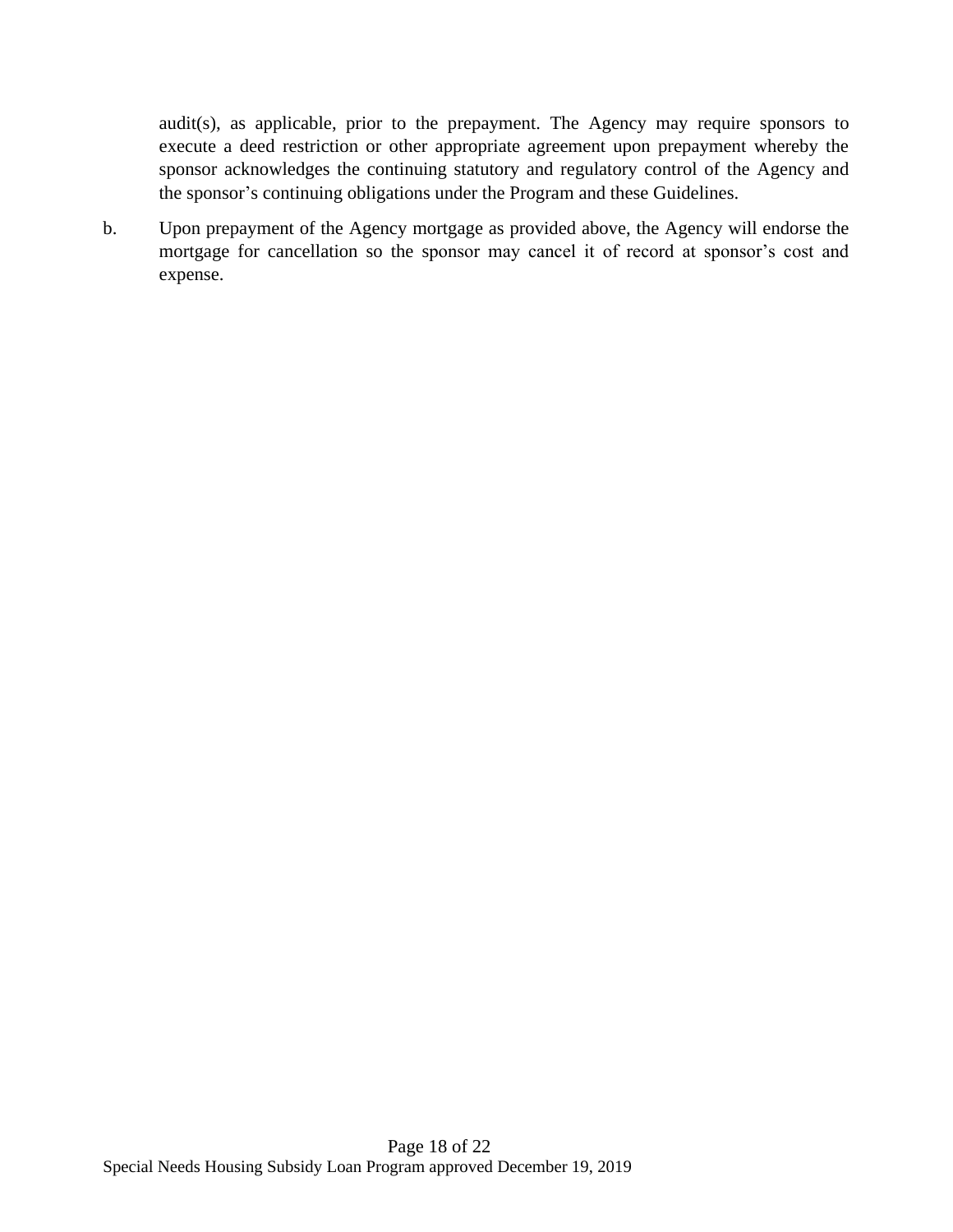audit(s), as applicable, prior to the prepayment. The Agency may require sponsors to execute a deed restriction or other appropriate agreement upon prepayment whereby the sponsor acknowledges the continuing statutory and regulatory control of the Agency and the sponsor's continuing obligations under the Program and these Guidelines.

b. Upon prepayment of the Agency mortgage as provided above, the Agency will endorse the mortgage for cancellation so the sponsor may cancel it of record at sponsor's cost and expense.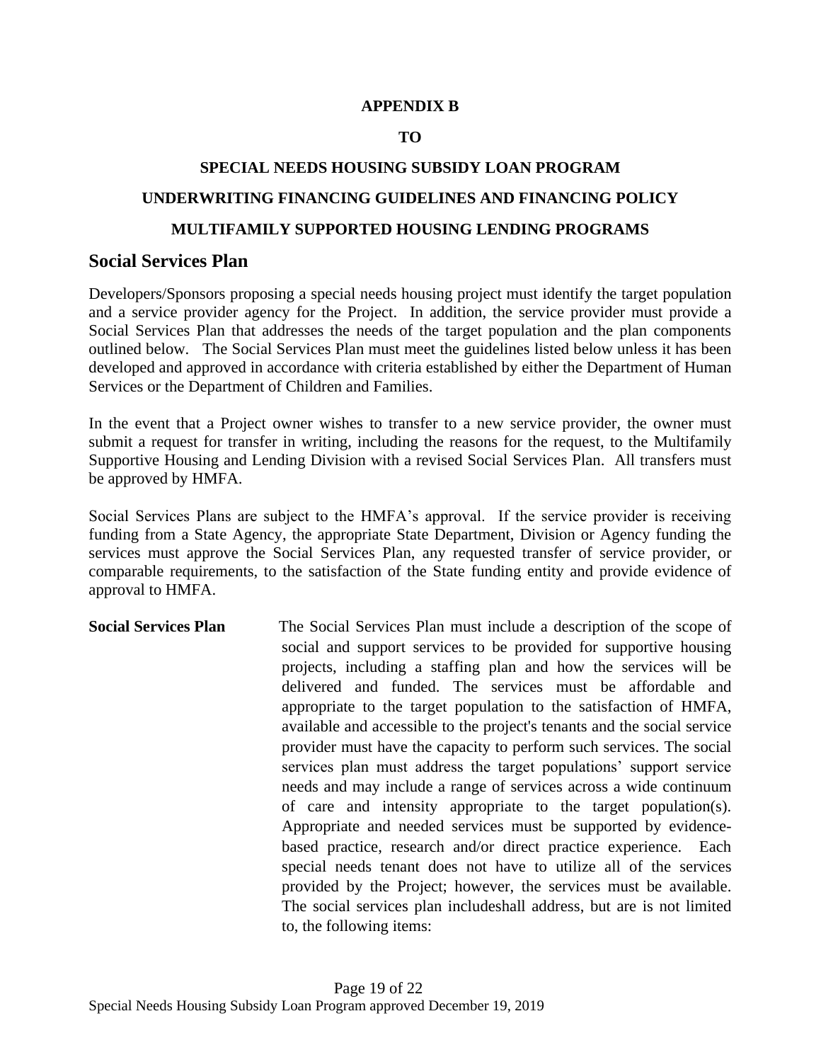**APPENDIX B**

**TO**

**SPECIAL NEEDS HOUSING SUBSIDY LOAN PROGRAM**

**UNDERWRITING FINANCING GUIDELINES AND FINANCING POLICY**

**MULTIFAMILY SUPPORTED HOUSING LENDING PROGRAMS**

## Social Services Plan

Developers/Sponsors proposing a special needs housing project must identify the target population and a service provider agency for the Project. In addition, the service provider must provide a Social Services Plan that addresses the needs of the target population and the plan components outlined below. The Social Services Plan must meet the guidelines listed below unless it has been developed and approved in accordance with criteria established by either the Department of Human Services or the Department of Children and Families.

In the event that a Project owner wishes to transfer to a new service provider, the owner must submit a request for transfer in writing, including the reasons for the request, to the Multifamily Supportive Housing and Lending Division with a revised Social Services Plan. All transfers must be approved by HMFA.

Social Services Plans are subject to the HMFA's approval. If the service provider is receiving funding from a State Agency, the appropriate State Department, Division or Agency funding the services must approve the Social Services Plan, any requested transfer of service provider, or comparable requirements, to the satisfaction of the State funding entity and provide evidence of approval to HMFA.

**Social Services Plan** The Social Services Plan must include a description of the scope of social and support services to be provided for supportive housing projects, including a staffing plan and how the services will be delivered and funded. The services must be affordable and appropriate to the target population to the satisfaction of HMFA, available and accessible to the project's tenants and the social service provider must have the capacity to perform such services. The social services plan must address the target populations' support service needs and may include a range of services across a wide continuum of care and intensity appropriate to the target population(s). Appropriate and needed services must be supported by evidence-based practice, research and/or direct practice experience. Each special needs tenant does not have to utilize all of the services provided by the Project; however, the services must be available. The social services plan includeshall address, but are is not limited to, the following items: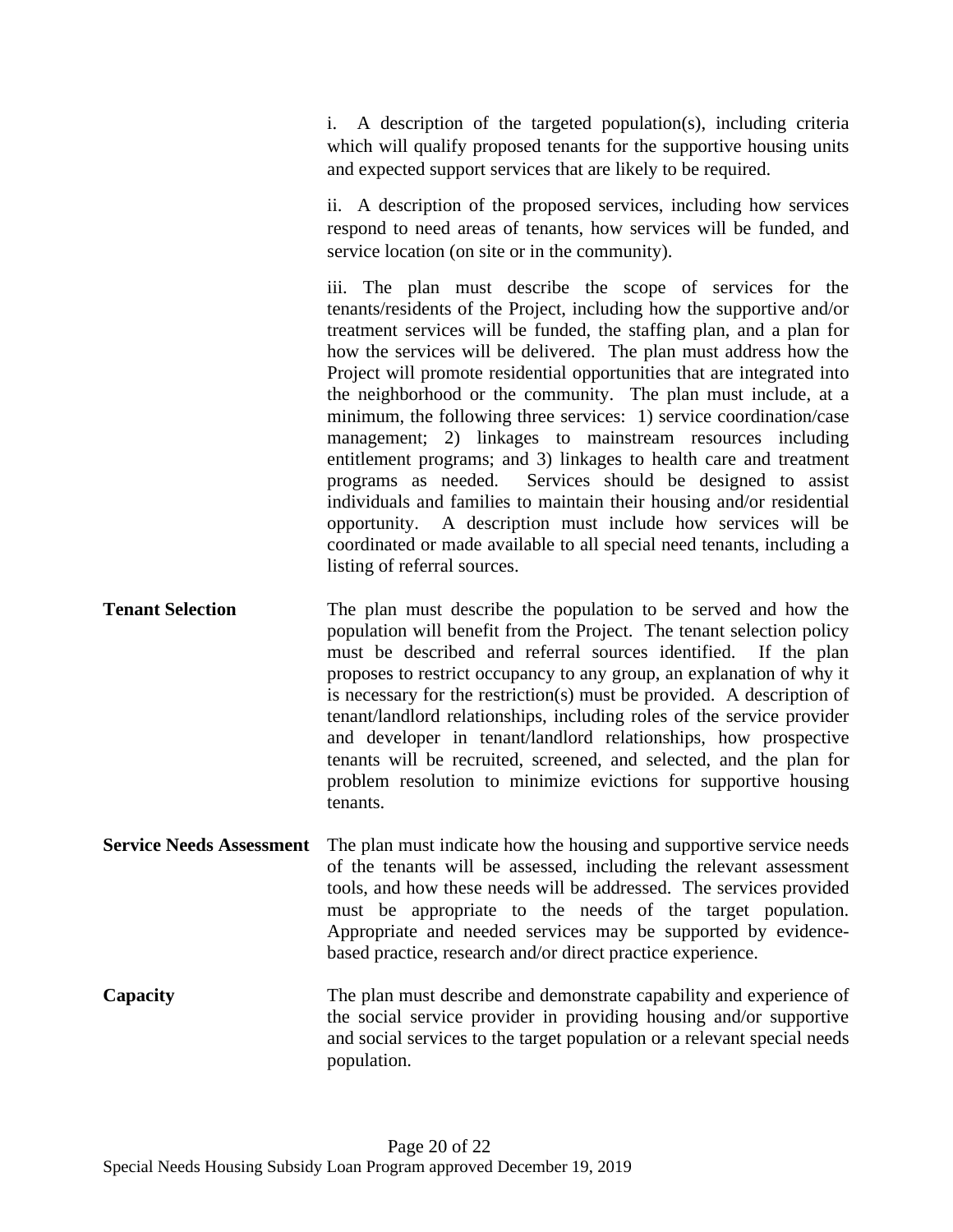i. A description of the targeted population(s), including criteria which will qualify proposed tenants for the supportive housing units and expected support services that are likely to be required.

ii. A description of the proposed services, including how services respond to need areas of tenants, how services will be funded, and service location (on site or in the community).

iii. The plan must describe the scope of services for the tenants/residents of the Project, including how the supportive and/or treatment services will be funded, the staffing plan, and a plan for how the services will be delivered. The plan must address how the Project will promote residential opportunities that are integrated into the neighborhood or the community. The plan must include, at a minimum, the following three services: 1) service coordination/case management; 2) linkages to mainstream resources including entitlement programs; and 3) linkages to health care and treatment programs as needed. Services should be designed to assist individuals and families to maintain their housing and/or residential opportunity. A description must include how services will be coordinated or made available to all special need tenants, including a listing of referral sources.

**Tenant Selection** The plan must describe the population to be served and how the population will benefit from the Project. The tenant selection policy must be described and referral sources identified. If the plan proposes to restrict occupancy to any group, an explanation of why it is necessary for the restriction(s) must be provided. A description of tenant/landlord relationships, including roles of the service provider and developer in tenant/landlord relationships, how prospective tenants will be recruited, screened, and selected, and the plan for problem resolution to minimize evictions for supportive housing tenants.

**Service Needs Assessment** The plan must indicate how the housing and supportive service needs of the tenants will be assessed, including the relevant assessment tools, and how these needs will be addressed. The services provided must be appropriate to the needs of the target population. Appropriate and needed services may be supported by evidence-based practice, research and/or direct practice experience.

**Capacity** The plan must describe and demonstrate capability and experience of the social service provider in providing housing and/or supportive and social services to the target population or a relevant special needs population.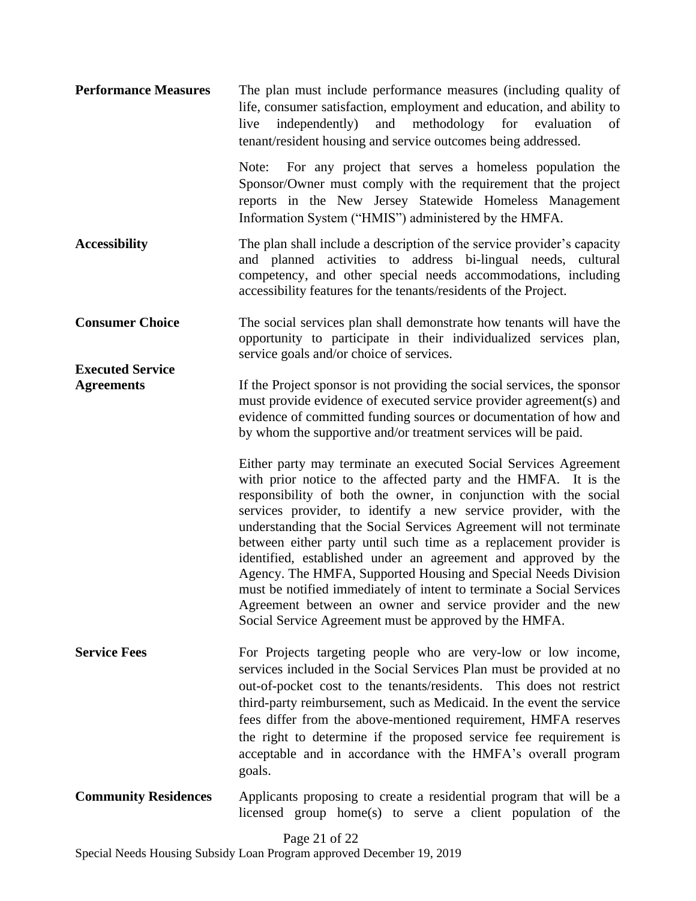**Performance Measures** The plan must include performance measures (including quality of life, consumer satisfaction, employment and education, and ability to live independently) and methodology for evaluation of tenant/resident housing and service outcomes being addressed.

Note: For any project that serves a homeless population the Sponsor/Owner must comply with the requirement that the project reports in the New Jersey Statewide Homeless Management Information System ("HMIS") administered by the HMFA.

**Accessibility** The plan shall include a description of the service provider's capacity and planned activities to address bi-lingual needs, cultural competency, and other special needs accommodations, including accessibility features for the tenants/residents of the Project.

**Consumer Choice** The social services plan shall demonstrate how tenants will have the opportunity to participate in their individualized services plan, service goals and/or choice of services.

**Executed Service Agreements** If the Project sponsor is not providing the social services, the sponsor must provide evidence of executed service provider agreement(s) and evidence of committed funding sources or documentation of how and by whom the supportive and/or treatment services will be paid.

Either party may terminate an executed Social Services Agreement with prior notice to the affected party and the HMFA. It is the responsibility of both the owner, in conjunction with the social services provider, to identify a new service provider, with the understanding that the Social Services Agreement will not terminate between either party until such time as a replacement provider is identified, established under an agreement and approved by the Agency. The HMFA, Supported Housing and Special Needs Division must be notified immediately of intent to terminate a Social Services Agreement between an owner and service provider and the new Social Service Agreement must be approved by the HMFA.

**Service Fees** For Projects targeting people who are very-low or low income, services included in the Social Services Plan must be provided at no out-of-pocket cost to the tenants/residents. This does not restrict third-party reimbursement, such as Medicaid. In the event the service fees differ from the above-mentioned requirement, HMFA reserves the right to determine if the proposed service fee requirement is acceptable and in accordance with the HMFA's overall program goals.

**Community Residences** Applicants proposing to create a residential program that will be a licensed group home(s) to serve a client population of the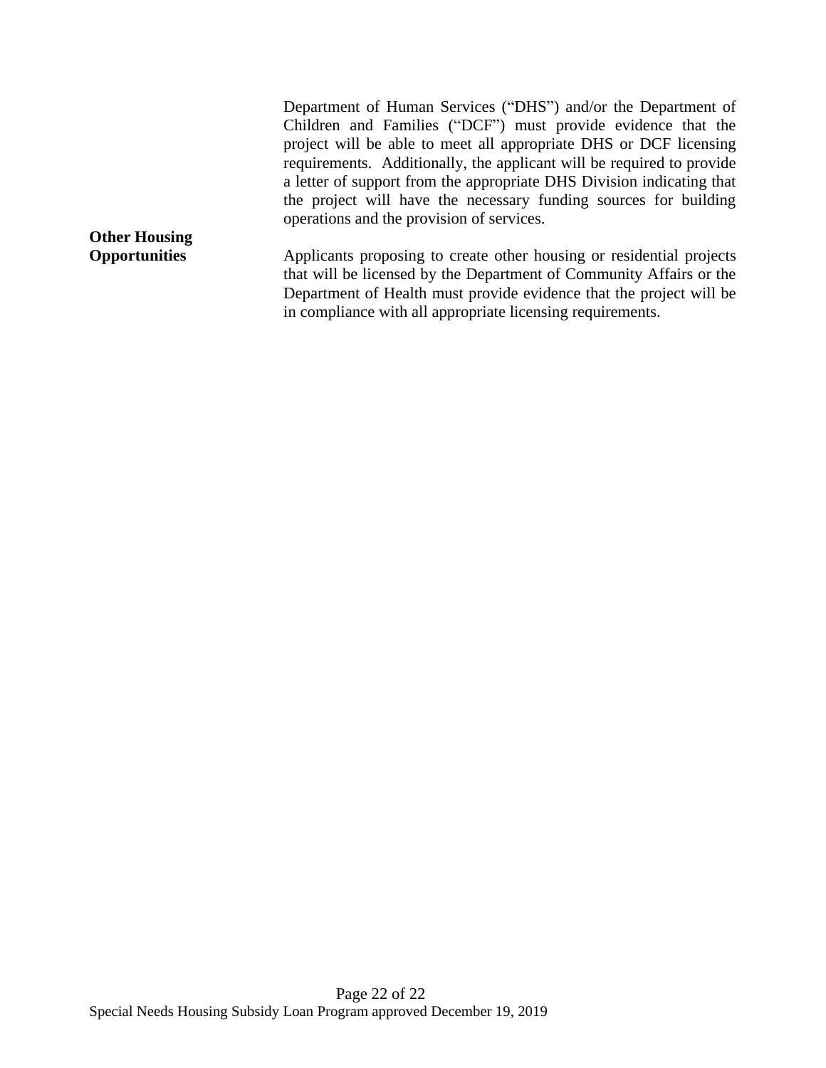Department of Human Services ("DHS") and/or the Department of Children and Families ("DCF") must provide evidence that the project will be able to meet all appropriate DHS or DCF licensing requirements. Additionally, the applicant will be required to provide a letter of support from the appropriate DHS Division indicating that the project will have the necessary funding sources for building operations and the provision of services.

**Other Housing Opportunities**

Applicants proposing to create other housing or residential projects that will be licensed by the Department of Community Affairs or the Department of Health must provide evidence that the project will be in compliance with all appropriate licensing requirements.